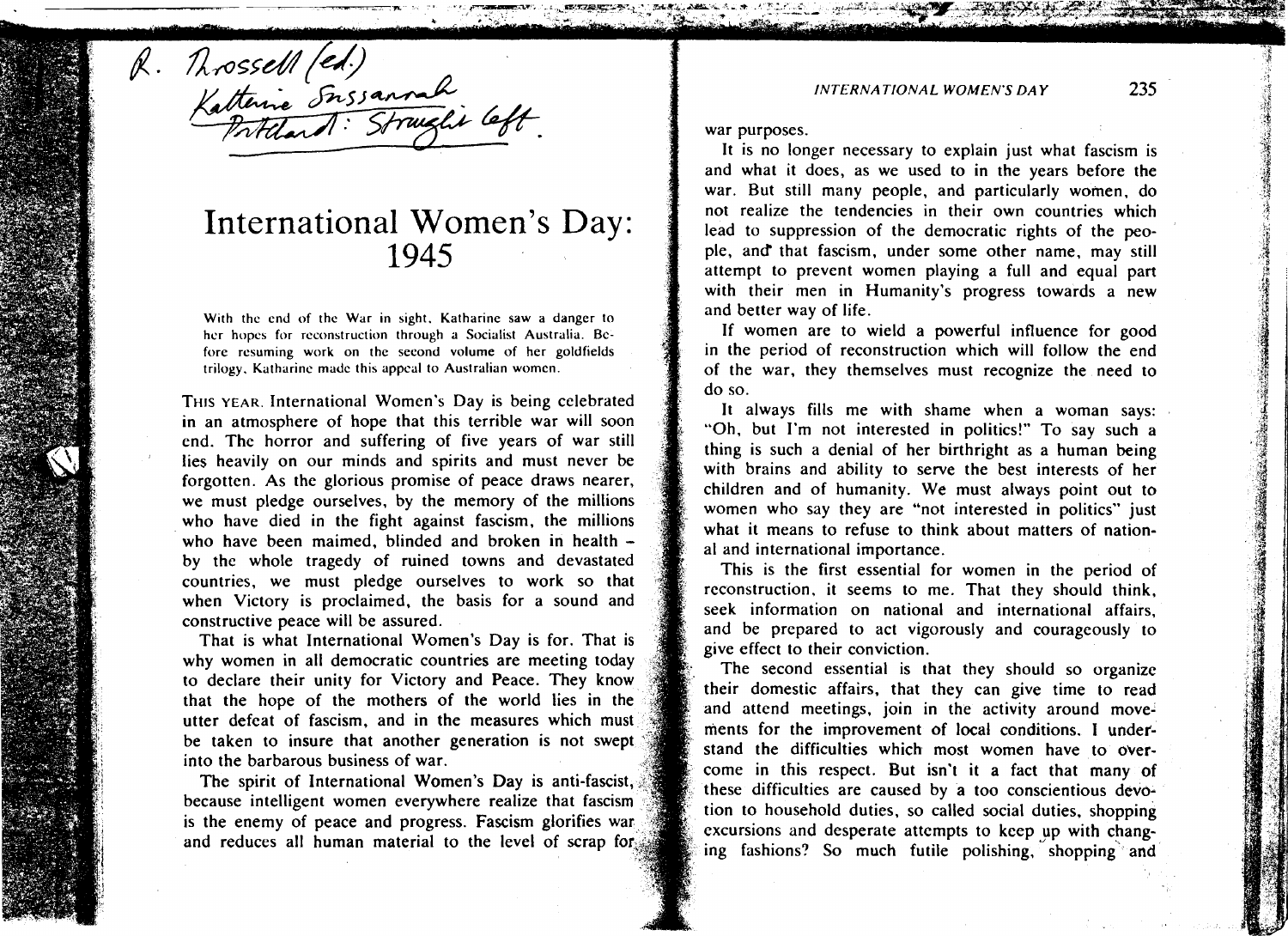R. Throssell (ed.)
Katharine Susannah
Pritchard: Straight Left.

# International Women's Day: 1945

With the end of the War in sight, Katharine saw a danger to her hopes for reconstruction through a Socialist Australia. Before resuming work on the second volume of her goldfields trilogy, Katharine made this appeal to Australian women.

THIS YEAR, International Women's Day is being celebrated in an atmosphere of hope that this terrible war will soon end. The horror and suffering of five years of war still lies heavily on our minds and spirits and must never be forgotten. As the glorious promise of peace draws nearer, we must pledge ourselves, by the memory of the millions who have died in the fight against fascism, the millions who have been maimed, blinded and broken in health – by the whole tragedy of ruined towns and devastated countries, we must pledge ourselves to work so that when Victory is proclaimed, the basis for a sound and constructive peace will be assured.

That is what International Women's Day is for. That is why women in all democratic countries are meeting today to declare their unity for Victory and Peace. They know that the hope of the mothers of the world lies in the utter defeat of fascism, and in the measures which must be taken to insure that another generation is not swept into the barbarous business of war.

The spirit of International Women's Day is anti-fascist, because intelligent women everywhere realize that fascism is the enemy of peace and progress. Fascism glorifies war and reduces all human material to the level of scrap for war purposes.

It is no longer necessary to explain just what fascism is and what it does, as we used to in the years before the war. But still many people, and particularly women, do not realize the tendencies in their own countries which lead to suppression of the democratic rights of the people, and that fascism, under some other name, may still attempt to prevent women playing a full and equal part with their men in Humanity's progress towards a new and better way of life.

If women are to wield a powerful influence for good in the period of reconstruction which will follow the end of the war, they themselves must recognize the need to do so.

It always fills me with shame when a woman says: "Oh, but I'm not interested in politics!" To say such a thing is such a denial of her birthright as a human being with brains and ability to serve the best interests of her children and of humanity. We must always point out to women who say they are "not interested in politics" just what it means to refuse to think about matters of national and international importance.

This is the first essential for women in the period of reconstruction, it seems to me. That they should think, seek information on national and international affairs, and be prepared to act vigorously and courageously to give effect to their conviction.

The second essential is that they should so organize their domestic affairs, that they can give time to read and attend meetings, join in the activity around movements for the improvement of local conditions. I understand the difficulties which most women have to overcome in this respect. But isn't it a fact that many of these difficulties are caused by a too conscientious devotion to household duties, so called social duties, shopping excursions and desperate attempts to keep up with changing fashions? So much futile polishing, shopping and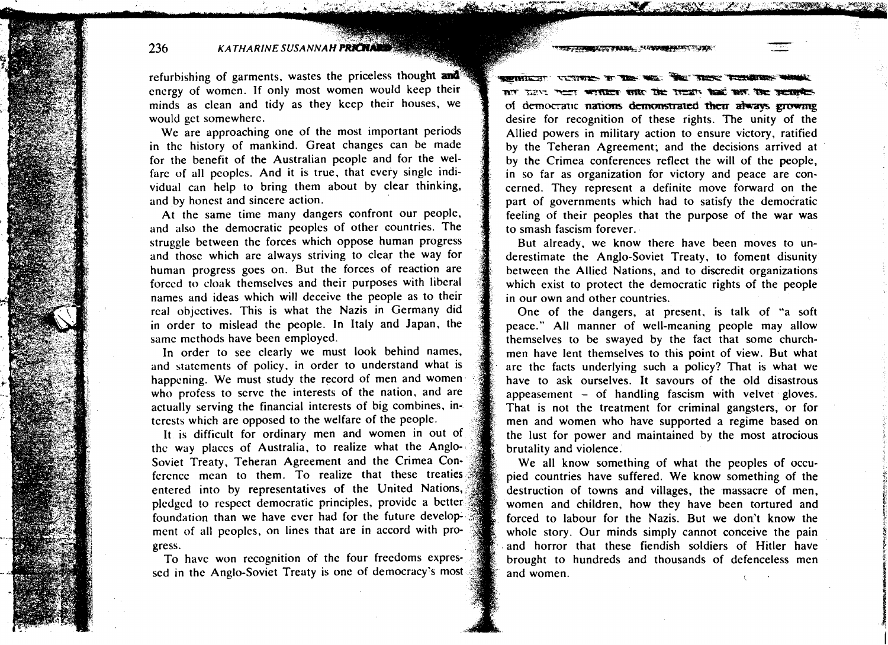refurbishing of garments, wastes the priceless thought and energy of women. If only most women would keep their minds as clean and tidy as they keep their houses, we would get somewhere.

We are approaching one of the most important periods in the history of mankind. Great changes can be made for the benefit of the Australian people and for the welfare of all peoples. And it is true, that every single individual can help to bring them about by clear thinking, and by honest and sincere action.

At the same time many dangers confront our people, and also the democratic peoples of other countries. The struggle between the forces which oppose human progress and those which are always striving to clear the way for human progress goes on. But the forces of reaction are forced to cloak themselves and their purposes with liberal names and ideas which will deceive the people as to their real objectives. This is what the Nazis in Germany did in order to mislead the people. In Italy and Japan, the same methods have been employed.

In order to see clearly we must look behind names, and statements of policy, in order to understand what is happening. We must study the record of men and women who profess to serve the interests of the nation, and are actually serving the financial interests of big combines, interests which are opposed to the welfare of the people.

It is difficult for ordinary men and women in out of the way places of Australia, to realize what the Anglo-Soviet Treaty, Teheran Agreement and the Crimea Conference mean to them. To realize that these treaties entered into by representatives of the United Nations, pledged to respect democratic principles, provide a better foundation than we have ever had for the future development of all peoples, on lines that are in accord with progress.

To have won recognition of the four freedoms expressed in the Anglo-Soviet Treaty is one of democracy's most significant victories in the war. These freedoms would not have been written into the treaty had not the peoples of democratic nations demonstrated their always growing desire for recognition of these rights. The unity of the Allied powers in military action to ensure victory, ratified by the Teheran Agreement; and the decisions arrived at by the Crimea conferences reflect the will of the people, in so far as organization for victory and peace are concerned. They represent a definite move forward on the part of governments which had to satisfy the democratic feeling of their peoples that the purpose of the war was to smash fascism forever.

But already, we know there have been moves to underestimate the Anglo-Soviet Treaty, to foment disunity between the Allied Nations, and to discredit organizations which exist to protect the democratic rights of the people in our own and other countries.

One of the dangers, at present, is talk of "a soft peace." All manner of well-meaning people may allow themselves to be swayed by the fact that some churchmen have lent themselves to this point of view. But what are the facts underlying such a policy? That is what we have to ask ourselves. It savours of the old disastrous appeasement – of handling fascism with velvet gloves. That is not the treatment for criminal gangsters, or for men and women who have supported a regime based on the lust for power and maintained by the most atrocious brutality and violence.

We all know something of what the peoples of occupied countries have suffered. We know something of the destruction of towns and villages, the massacre of men, women and children, how they have been tortured and forced to labour for the Nazis. But we don't know the whole story. Our minds simply cannot conceive the pain and horror that these fiendish soldiers of Hitler have brought to hundreds and thousands of defenceless men and women.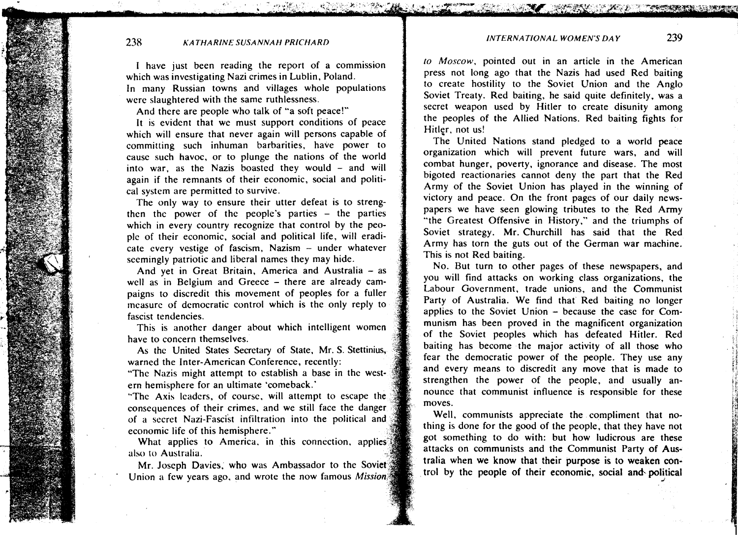I have just been reading the report of a commission which was investigating Nazi crimes in Lublin, Poland.
In many Russian towns and villages whole populations were slaughtered with the same ruthlessness.

And there are people who talk of "a soft peace!"

It is evident that we must support conditions of peace which will ensure that never again will persons capable of committing such inhuman barbarities, have power to cause such havoc, or to plunge the nations of the world into war, as the Nazis boasted they would – and will again if the remnants of their economic, social and political system are permitted to survive.

The only way to ensure their utter defeat is to strengthen the power of the people's parties – the parties which in every country recognize that control by the people of their economic, social and political life, will eradicate every vestige of fascism, Nazism – under whatever seemingly patriotic and liberal names they may hide.

And yet in Great Britain, America and Australia – as well as in Belgium and Greece – there are already campaigns to discredit this movement of peoples for a fuller measure of democratic control which is the only reply to fascist tendencies.

This is another danger about which intelligent women have to concern themselves.

As the United States Secretary of State, Mr. S. Stettinius, warned the Inter-American Conference, recently:
"The Nazis might attempt to establish a base in the western hemisphere for an ultimate 'comeback.'
"The Axis leaders, of course, will attempt to escape the consequences of their crimes, and we still face the danger of a secret Nazi-Fascist infiltration into the political and economic life of this hemisphere."

What applies to America, in this connection, applies also to Australia.

Mr. Joseph Davies, who was Ambassador to the Soviet Union a few years ago, and wrote the now famous *Mission to Moscow*, pointed out in an article in the American press not long ago that the Nazis had used Red baiting to create hostility to the Soviet Union and the Anglo Soviet Treaty. Red baiting, he said quite definitely, was a secret weapon used by Hitler to create disunity among the peoples of the Allied Nations. Red baiting fights for Hitler, not us!

The United Nations stand pledged to a world peace organization which will prevent future wars, and will combat hunger, poverty, ignorance and disease. The most bigoted reactionaries cannot deny the part that the Red Army of the Soviet Union has played in the winning of victory and peace. On the front pages of our daily newspapers we have seen glowing tributes to the Red Army "the Greatest Offensive in History," and the triumphs of Soviet strategy. Mr. Churchill has said that the Red Army has torn the guts out of the German war machine. This is not Red baiting.

No. But turn to other pages of these newspapers, and you will find attacks on working class organizations, the Labour Government, trade unions, and the Communist Party of Australia. We find that Red baiting no longer applies to the Soviet Union – because the case for Communism has been proved in the magnificent organization of the Soviet peoples which has defeated Hitler. Red baiting has become the major activity of all those who fear the democratic power of the people. They use any and every means to discredit any move that is made to strengthen the power of the people, and usually announce that communist influence is responsible for these moves.

Well, communists appreciate the compliment that nothing is done for the good of the people, that they have not got something to do with: but how ludicrous are these attacks on communists and the Communist Party of Australia when we know that their purpose is to weaken control by the people of their economic, social and political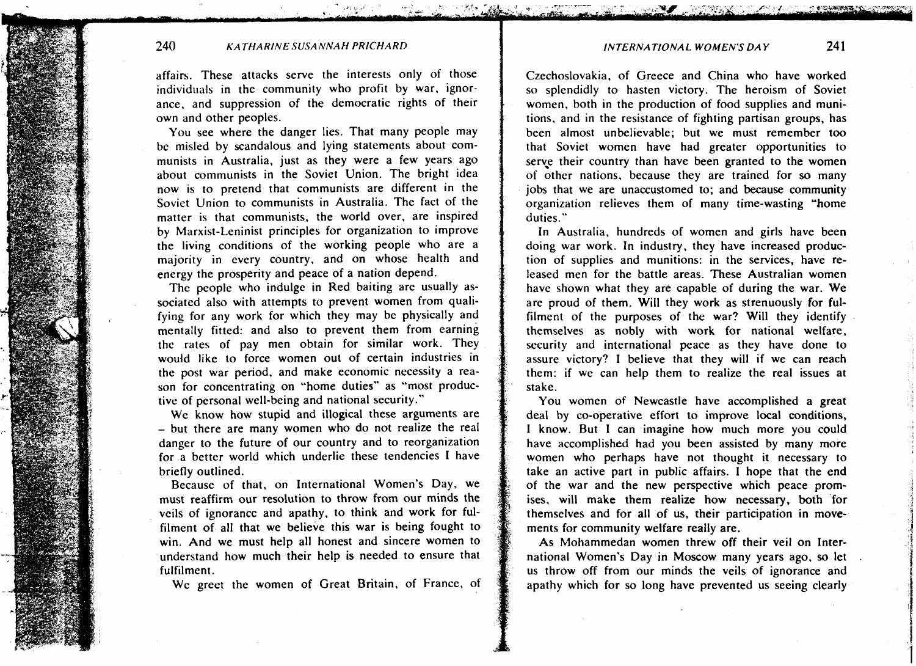affairs. These attacks serve the interests only of those individuals in the community who profit by war, ignorance, and suppression of the democratic rights of their own and other peoples.

You see where the danger lies. That many people may be misled by scandalous and lying statements about communists in Australia, just as they were a few years ago about communists in the Soviet Union. The bright idea now is to pretend that communists are different in the Soviet Union to communists in Australia. The fact of the matter is that communists, the world over, are inspired by Marxist-Leninist principles for organization to improve the living conditions of the working people who are a majority in every country, and on whose health and energy the prosperity and peace of a nation depend.

The people who indulge in Red baiting are usually associated also with attempts to prevent women from qualifying for any work for which they may be physically and mentally fitted: and also to prevent them from earning the rates of pay men obtain for similar work. They would like to force women out of certain industries in the post war period, and make economic necessity a reason for concentrating on "home duties" as "most productive of personal well-being and national security."

We know how stupid and illogical these arguments are – but there are many women who do not realize the real danger to the future of our country and to reorganization for a better world which underlie these tendencies I have briefly outlined.

Because of that, on International Women's Day, we must reaffirm our resolution to throw from our minds the veils of ignorance and apathy, to think and work for fulfilment of all that we believe this war is being fought to win. And we must help all honest and sincere women to understand how much their help is needed to ensure that fulfilment.

We greet the women of Great Britain, of France, of Czechoslovakia, of Greece and China who have worked so splendidly to hasten victory. The heroism of Soviet women, both in the production of food supplies and munitions, and in the resistance of fighting partisan groups, has been almost unbelievable; but we must remember too that Soviet women have had greater opportunities to serve their country than have been granted to the women of other nations, because they are trained for so many jobs that we are unaccustomed to; and because community organization relieves them of many time-wasting "home duties."

In Australia, hundreds of women and girls have been doing war work. In industry, they have increased production of supplies and munitions: in the services, have released men for the battle areas. These Australian women have shown what they are capable of during the war. We are proud of them. Will they work as strenuously for fulfilment of the purposes of the war? Will they identify themselves as nobly with work for national welfare, security and international peace as they have done to assure victory? I believe that they will if we can reach them: if we can help them to realize the real issues at stake.

You women of Newcastle have accomplished a great deal by co-operative effort to improve local conditions, I know. But I can imagine how much more you could have accomplished had you been assisted by many more women who perhaps have not thought it necessary to take an active part in public affairs. I hope that the end of the war and the new perspective which peace promises, will make them realize how necessary, both for themselves and for all of us, their participation in movements for community welfare really are.

As Mohammedan women threw off their veil on International Women's Day in Moscow many years ago, so let us throw off from our minds the veils of ignorance and apathy which for so long have prevented us seeing clearly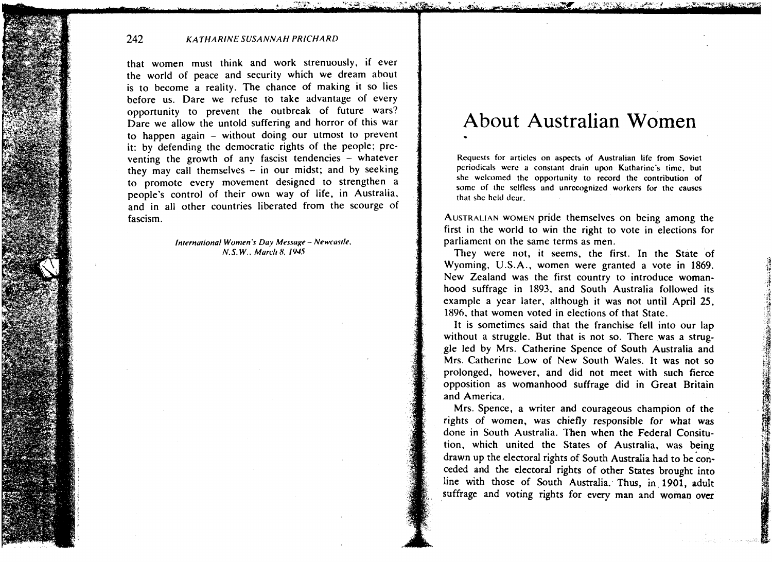that women must think and work strenuously, if ever the world of peace and security which we dream about is to become a reality. The chance of making it so lies before us. Dare we refuse to take advantage of every opportunity to prevent the outbreak of future wars? Dare we allow the untold suffering and horror of this war to happen again – without doing our utmost to prevent it: by defending the democratic rights of the people; preventing the growth of any fascist tendencies – whatever they may call themselves – in our midst; and by seeking to promote every movement designed to strengthen a people's control of their own way of life, in Australia, and in all other countries liberated from the scourge of fascism.

*International Women's Day Message – Newcastle, N.S.W., March 8, 1945*

# About Australian Women

Requests for articles on aspects of Australian life from Soviet periodicals were a constant drain upon Katharine's time, but she welcomed the opportunity to record the contribution of some of the selfless and unrecognized workers for the causes that she held dear.

AUSTRALIAN WOMEN pride themselves on being among the first in the world to win the right to vote in elections for parliament on the same terms as men.

They were not, it seems, the first. In the State of Wyoming, U.S.A., women were granted a vote in 1869. New Zealand was the first country to introduce womanhood suffrage in 1893, and South Australia followed its example a year later, although it was not until April 25, 1896, that women voted in elections of that State.

It is sometimes said that the franchise fell into our lap without a struggle. But that is not so. There was a struggle led by Mrs. Catherine Spence of South Australia and Mrs. Catherine Low of New South Wales. It was not so prolonged, however, and did not meet with such fierce opposition as womanhood suffrage did in Great Britain and America.

Mrs. Spence, a writer and courageous champion of the rights of women, was chiefly responsible for what was done in South Australia. Then when the Federal Consitution, which united the States of Australia, was being drawn up the electoral rights of South Australia had to be conceded and the electoral rights of other States brought into line with those of South Australia. Thus, in 1901, adult suffrage and voting rights for every man and woman over